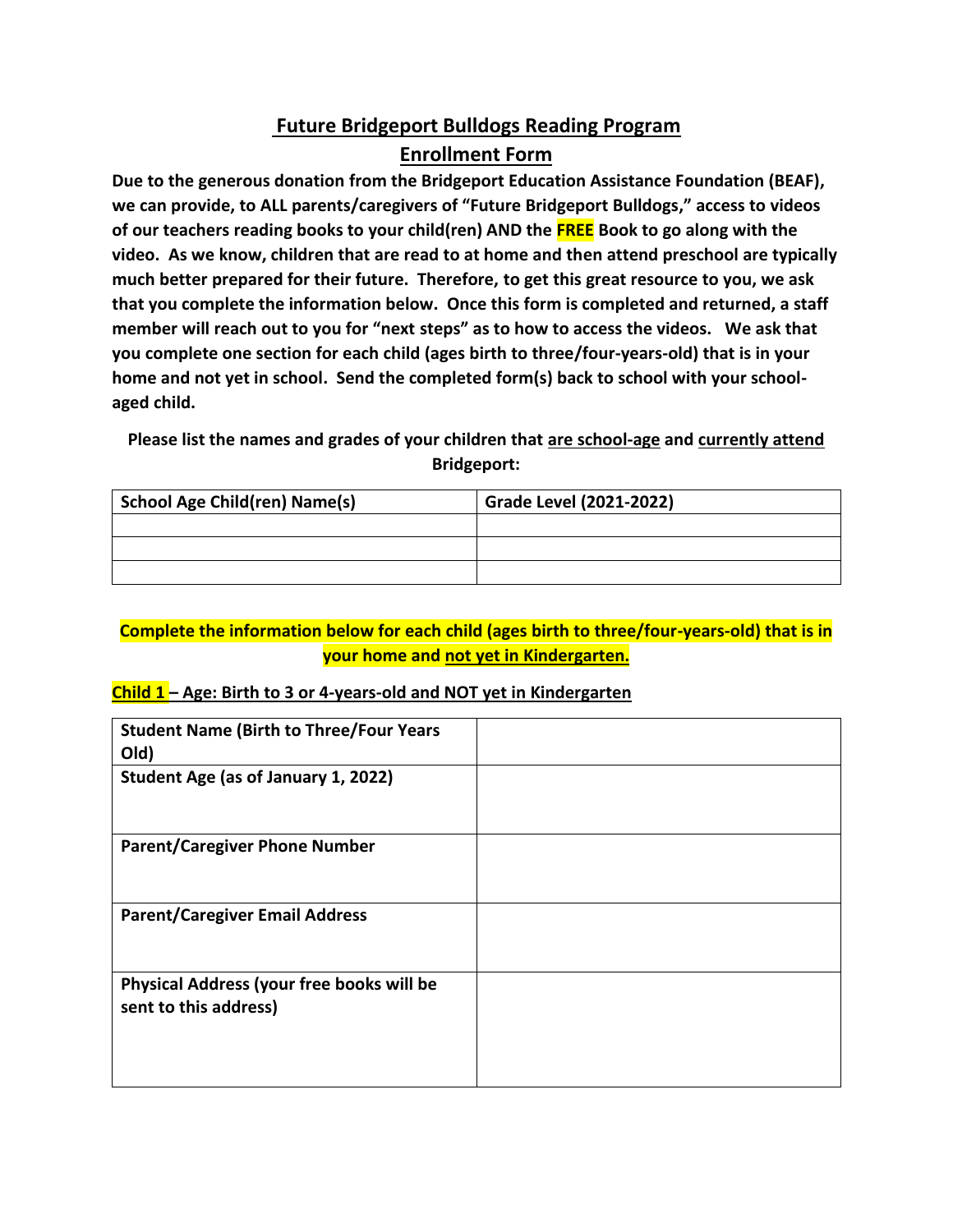# Future Bridgeport Bulldogs Reading Program

## Enrollment Form

**Due to the generous donation from the Bridgeport Education Assistance Foundation (BEAF), we can provide, to ALL parents/caregivers of "Future Bridgeport Bulldogs," access to videos of our teachers reading books to your child(ren) AND the FREE Book to go along with the video. As we know, children that are read to at home and then attend preschool are typically much better prepared for their future. Therefore, to get this great resource to you, we ask that you complete the information below. Once this form is completed and returned, a staff member will reach out to you for "next steps" as to how to access the videos. We ask that you complete one section for each child (ages birth to three/four-years-old) that is in your home and not yet in school. Send the completed form(s) back to school with your school-aged child.**

**Please list the names and grades of your children that are school-age and currently attend Bridgeport:**

| School Age Child(ren) Name(s) | Grade Level (2021-2022) |
|---|---|
| | |
| | |
| | |

**Complete the information below for each child (ages birth to three/four-years-old) that is in your home and not yet in Kindergarten.**

**Child 1 – Age: Birth to 3 or 4-years-old and NOT yet in Kindergarten**

| | |
|---|---|
| **Student Name (Birth to Three/Four Years Old)** | |
| **Student Age (as of January 1, 2022)** | |
| **Parent/Caregiver Phone Number** | |
| **Parent/Caregiver Email Address** | |
| **Physical Address (your free books will be sent to this address)** | |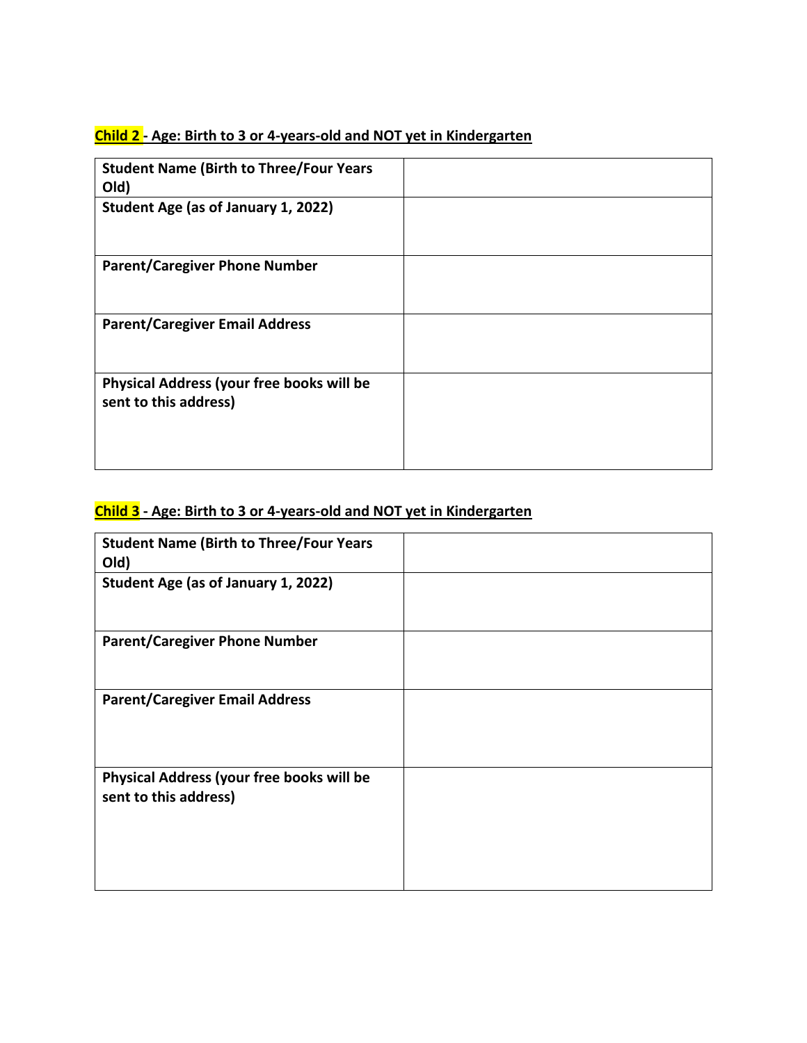**Child 2 - Age: Birth to 3 or 4-years-old and NOT yet in Kindergarten**

| | |
|---|---|
| **Student Name (Birth to Three/Four Years Old)** | |
| **Student Age (as of January 1, 2022)** | |
| **Parent/Caregiver Phone Number** | |
| **Parent/Caregiver Email Address** | |
| **Physical Address (your free books will be sent to this address)** | |

**Child 3 - Age: Birth to 3 or 4-years-old and NOT yet in Kindergarten**

| | |
|---|---|
| **Student Name (Birth to Three/Four Years Old)** | |
| **Student Age (as of January 1, 2022)** | |
| **Parent/Caregiver Phone Number** | |
| **Parent/Caregiver Email Address** | |
| **Physical Address (your free books will be sent to this address)** | |